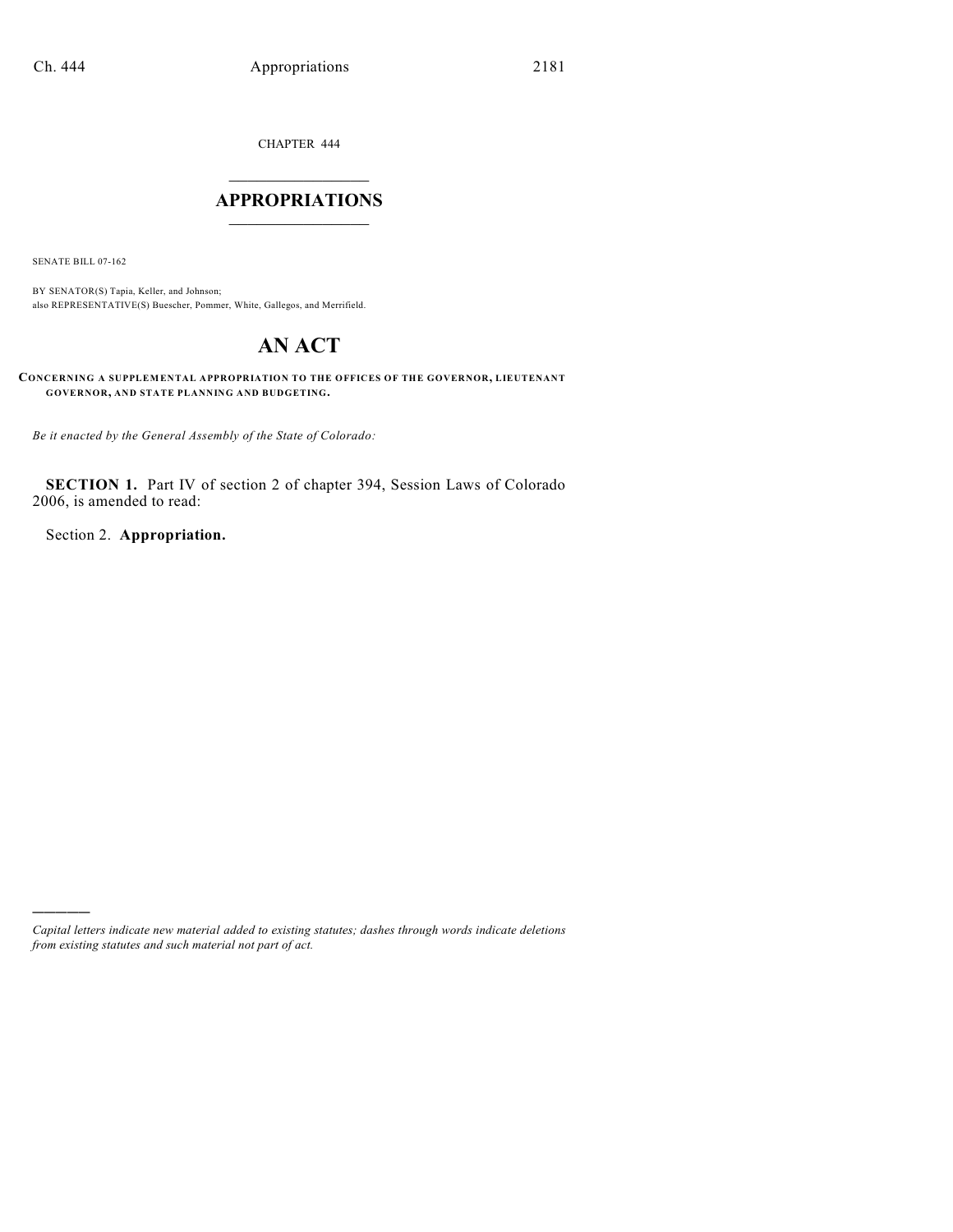CHAPTER 444

# APPROPRIATIONS

SENATE BILL 07-162

BY SENATOR(S) Tapia, Keller, and Johnson;
also REPRESENTATIVE(S) Buescher, Pommer, White, Gallegos, and Merrifield.

# AN ACT

**CONCERNING A SUPPLEMENTAL APPROPRIATION TO THE OFFICES OF THE GOVERNOR, LIEUTENANT GOVERNOR, AND STATE PLANNING AND BUDGETING.**

*Be it enacted by the General Assembly of the State of Colorado:*

**SECTION 1.** Part IV of section 2 of chapter 394, Session Laws of Colorado 2006, is amended to read:

Section 2. **Appropriation.**

---

*Capital letters indicate new material added to existing statutes; dashes through words indicate deletions from existing statutes and such material not part of act.*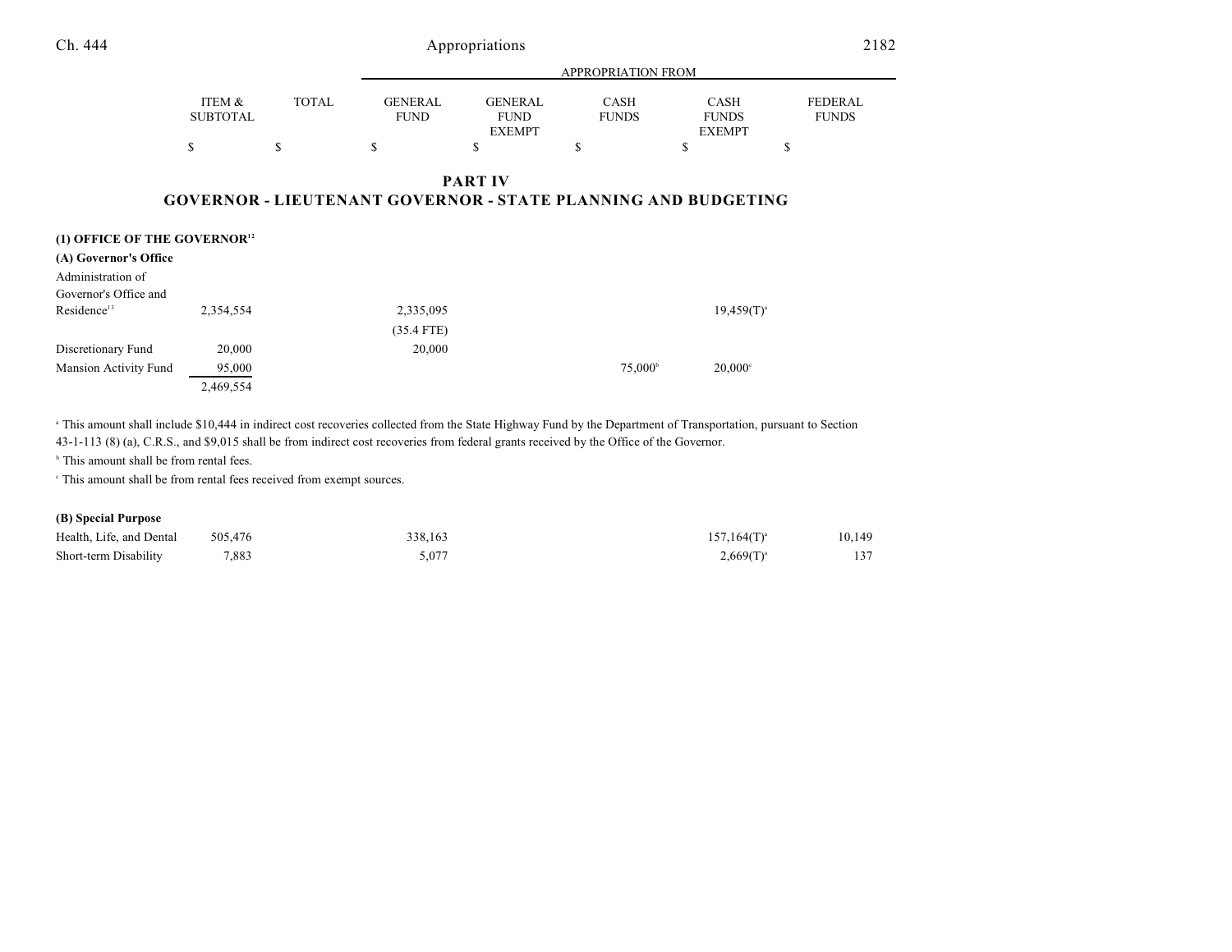|  | ITEM & SUBTOTAL | TOTAL | APPROPRIATION FROM GENERAL FUND | GENERAL FUND EXEMPT | CASH FUNDS | CASH FUNDS EXEMPT | FEDERAL FUNDS |
|---|---|---|---|---|---|---|---|
|  | $ | $ | $ | $ | $ | $ | $ |

## PART IV
## GOVERNOR - LIEUTENANT GOVERNOR - STATE PLANNING AND BUDGETING

**(1) OFFICE OF THE GOVERNOR**[12]

**(A) Governor's Office**

|  | ITEM & SUBTOTAL | TOTAL | GENERAL FUND | GENERAL FUND EXEMPT | CASH FUNDS | CASH FUNDS EXEMPT | FEDERAL FUNDS |
|---|---|---|---|---|---|---|---|
| Administration of Governor's Office and Residence[13] | 2,354,554 |  | 2,335,095 |  |  | 19,459(T)[a] |  |
|  |  |  | (35.4 FTE) |  |  |  |  |
| Discretionary Fund | 20,000 |  | 20,000 |  |  |  |  |
| Mansion Activity Fund | 95,000 |  |  |  | 75,000[b] | 20,000[c] |  |
|  | 2,469,554 |  |  |  |  |  |  |

[a] This amount shall include $10,444 in indirect cost recoveries collected from the State Highway Fund by the Department of Transportation, pursuant to Section 43-1-113 (8) (a), C.R.S., and $9,015 shall be from indirect cost recoveries from federal grants received by the Office of the Governor.

[b] This amount shall be from rental fees.

[c] This amount shall be from rental fees received from exempt sources.

**(B) Special Purpose**

|  | ITEM & SUBTOTAL | TOTAL | GENERAL FUND | GENERAL FUND EXEMPT | CASH FUNDS | CASH FUNDS EXEMPT | FEDERAL FUNDS |
|---|---|---|---|---|---|---|---|
| Health, Life, and Dental | 505,476 |  | 338,163 |  |  | 157,164(T)[a] | 10,149 |
| Short-term Disability | 7,883 |  | 5,077 |  |  | 2,669(T)[a] | 137 |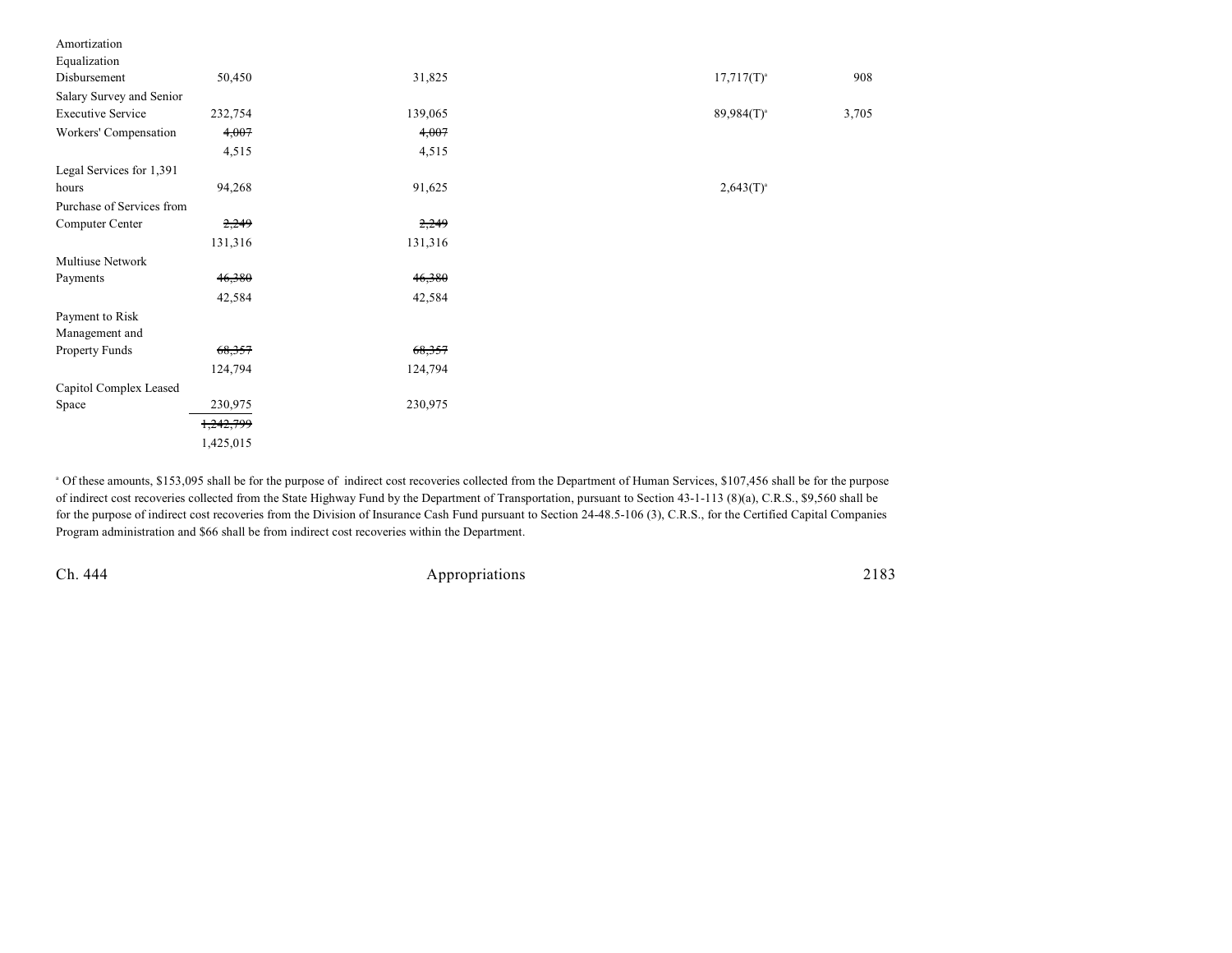| | | | | | |
|---|---|---|---|---|---|
| Amortization Equalization Disbursement | 50,450 | 31,825 | | 17,717(T)[a] | 908 |
| Salary Survey and Senior Executive Service | 232,754 | 139,065 | | 89,984(T)[a] | 3,705 |
| Workers' Compensation | ~~4,007~~ 4,515 | ~~4,007~~ 4,515 | | | |
| Legal Services for 1,391 hours | 94,268 | 91,625 | | 2,643(T)[a] | |
| Purchase of Services from Computer Center | ~~2,249~~ 131,316 | ~~2,249~~ 131,316 | | | |
| Multiuse Network Payments | ~~46,380~~ 42,584 | ~~46,380~~ 42,584 | | | |
| Payment to Risk Management and Property Funds | ~~68,357~~ 124,794 | ~~68,357~~ 124,794 | | | |
| Capitol Complex Leased Space | 230,975 | 230,975 | | | |
| | ~~1,242,799~~ 1,425,015 | | | | |

[a] Of these amounts, $153,095 shall be for the purpose of indirect cost recoveries collected from the Department of Human Services, $107,456 shall be for the purpose of indirect cost recoveries collected from the State Highway Fund by the Department of Transportation, pursuant to Section 43-1-113 (8)(a), C.R.S., $9,560 shall be for the purpose of indirect cost recoveries from the Division of Insurance Cash Fund pursuant to Section 24-48.5-106 (3), C.R.S., for the Certified Capital Companies Program administration and $66 shall be from indirect cost recoveries within the Department.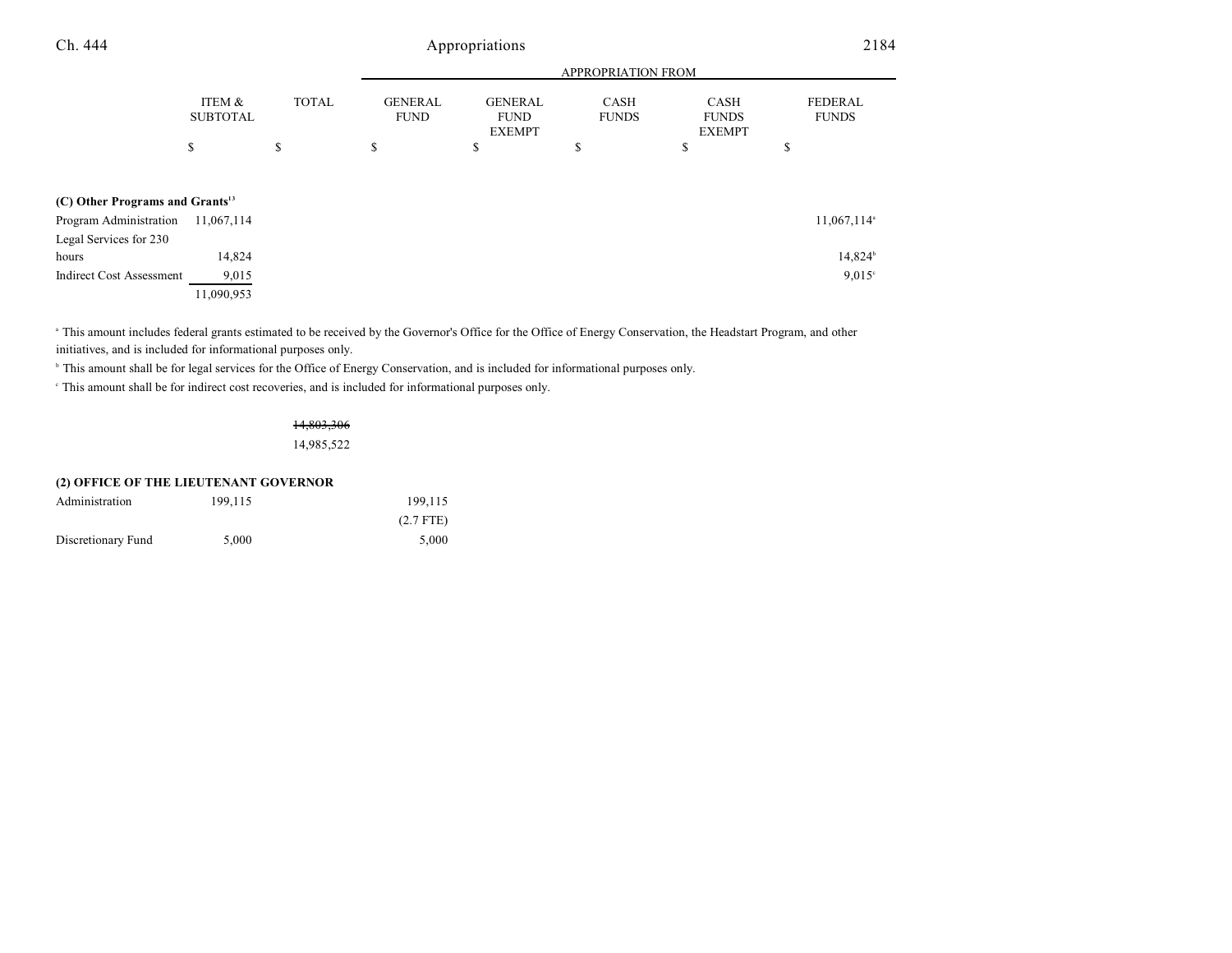| | ITEM & SUBTOTAL | TOTAL | APPROPRIATION FROM GENERAL FUND | GENERAL FUND EXEMPT | CASH FUNDS | CASH FUNDS EXEMPT | FEDERAL FUNDS |
|---|---|---|---|---|---|---|---|
| | $ | $ | $ | $ | $ | $ | $ |
| **(C) Other Programs and Grants**[13] | | | | | | | |
| Program Administration | 11,067,114 | | | | | | 11,067,114[a] |
| Legal Services for 230 hours | 14,824 | | | | | | 14,824[b] |
| Indirect Cost Assessment | 9,015 | | | | | | 9,015[c] |
| | 11,090,953 | | | | | | |

[a] This amount includes federal grants estimated to be received by the Governor's Office for the Office of Energy Conservation, the Headstart Program, and other initiatives, and is included for informational purposes only.

[b] This amount shall be for legal services for the Office of Energy Conservation, and is included for informational purposes only.

[c] This amount shall be for indirect cost recoveries, and is included for informational purposes only.

| | ITEM & SUBTOTAL | TOTAL | GENERAL FUND | GENERAL FUND EXEMPT | CASH FUNDS | CASH FUNDS EXEMPT | FEDERAL FUNDS |
|---|---|---|---|---|---|---|---|
| | | ~~14,803,306~~ | | | | | |
| | | 14,985,522 | | | | | |
| **(2) OFFICE OF THE LIEUTENANT GOVERNOR** | | | | | | | |
| Administration | 199,115 | | 199,115 | | | | |
| | | | (2.7 FTE) | | | | |
| Discretionary Fund | 5,000 | | 5,000 | | | | |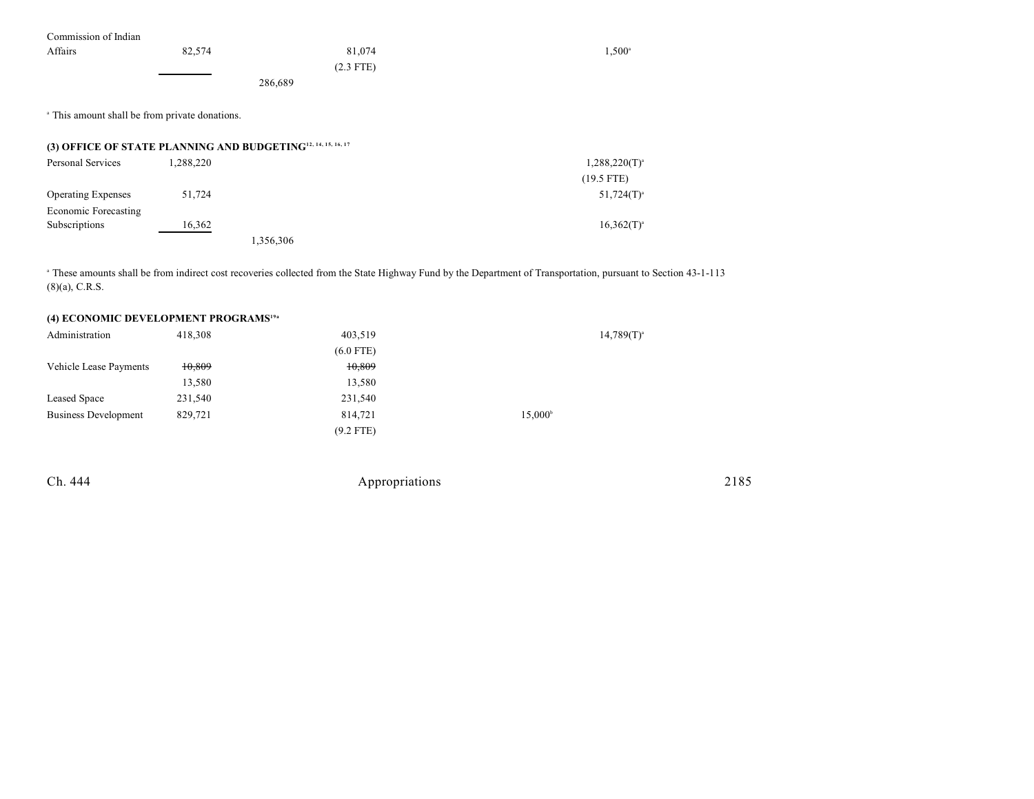| | | | | | | |
|---|---|---|---|---|---|---|
| Commission of Indian Affairs | 82,574 | | 81,074 | | 1,500[a] | |
| | | | (2.3 FTE) | | | |
| | | 286,689 | | | | |

[a] This amount shall be from private donations.

**(3) OFFICE OF STATE PLANNING AND BUDGETING[12, 14, 15, 16, 17]**

| | | | | | | |
|---|---|---|---|---|---|---|
| Personal Services | 1,288,220 | | | | 1,288,220(T)[a] | |
| | | | | | (19.5 FTE) | |
| Operating Expenses | 51,724 | | | | 51,724(T)[a] | |
| Economic Forecasting Subscriptions | 16,362 | | | | 16,362(T)[a] | |
| | | 1,356,306 | | | | |

[a] These amounts shall be from indirect cost recoveries collected from the State Highway Fund by the Department of Transportation, pursuant to Section 43-1-113 (8)(a), C.R.S.

**(4) ECONOMIC DEVELOPMENT PROGRAMS[19a]**

| | | | | | | |
|---|---|---|---|---|---|---|
| Administration | 418,308 | | 403,519 | | | 14,789(T)[a] |
| | | | (6.0 FTE) | | | |
| Vehicle Lease Payments | ~~10,809~~ | | ~~10,809~~ | | | |
| | 13,580 | | 13,580 | | | |
| Leased Space | 231,540 | | 231,540 | | | |
| Business Development | 829,721 | | 814,721 | 15,000[b] | | |
| | | | (9.2 FTE) | | | |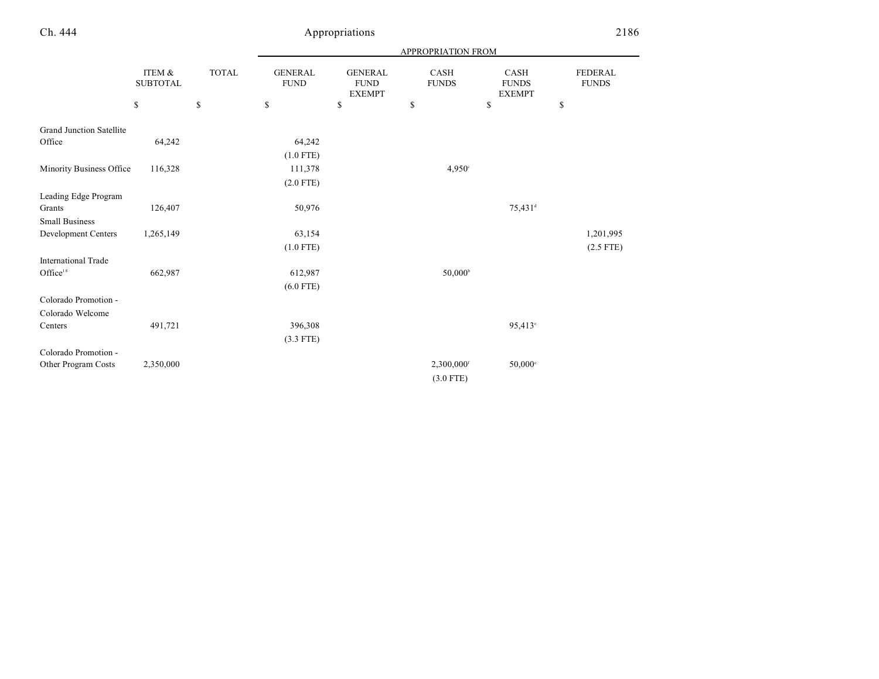| | ITEM & SUBTOTAL | TOTAL | APPROPRIATION FROM | | | | |
|---|---|---|---|---|---|---|---|
| | | | GENERAL FUND | GENERAL FUND EXEMPT | CASH FUNDS | CASH FUNDS EXEMPT | FEDERAL FUNDS |
| | $ | $ | $ | $ | $ | $ | $ |
| Grand Junction Satellite Office | 64,242 | | 64,242 | | | | |
| | | | (1.0 FTE) | | | | |
| Minority Business Office | 116,328 | | 111,378 | | 4,950[c] | | |
| | | | (2.0 FTE) | | | | |
| Leading Edge Program Grants | 126,407 | | 50,976 | | | 75,431[d] | |
| Small Business Development Centers | 1,265,149 | | 63,154 | | | | 1,201,995 |
| | | | (1.0 FTE) | | | | (2.5 FTE) |
| International Trade Office[18] | 662,987 | | 612,987 | | 50,000[b] | | |
| | | | (6.0 FTE) | | | | |
| Colorado Promotion - Colorado Welcome Centers | 491,721 | | 396,308 | | | 95,413[e] | |
| | | | (3.3 FTE) | | | | |
| Colorado Promotion - Other Program Costs | 2,350,000 | | | | 2,300,000[f] | 50,000[e] | |
| | | | | | (3.0 FTE) | | |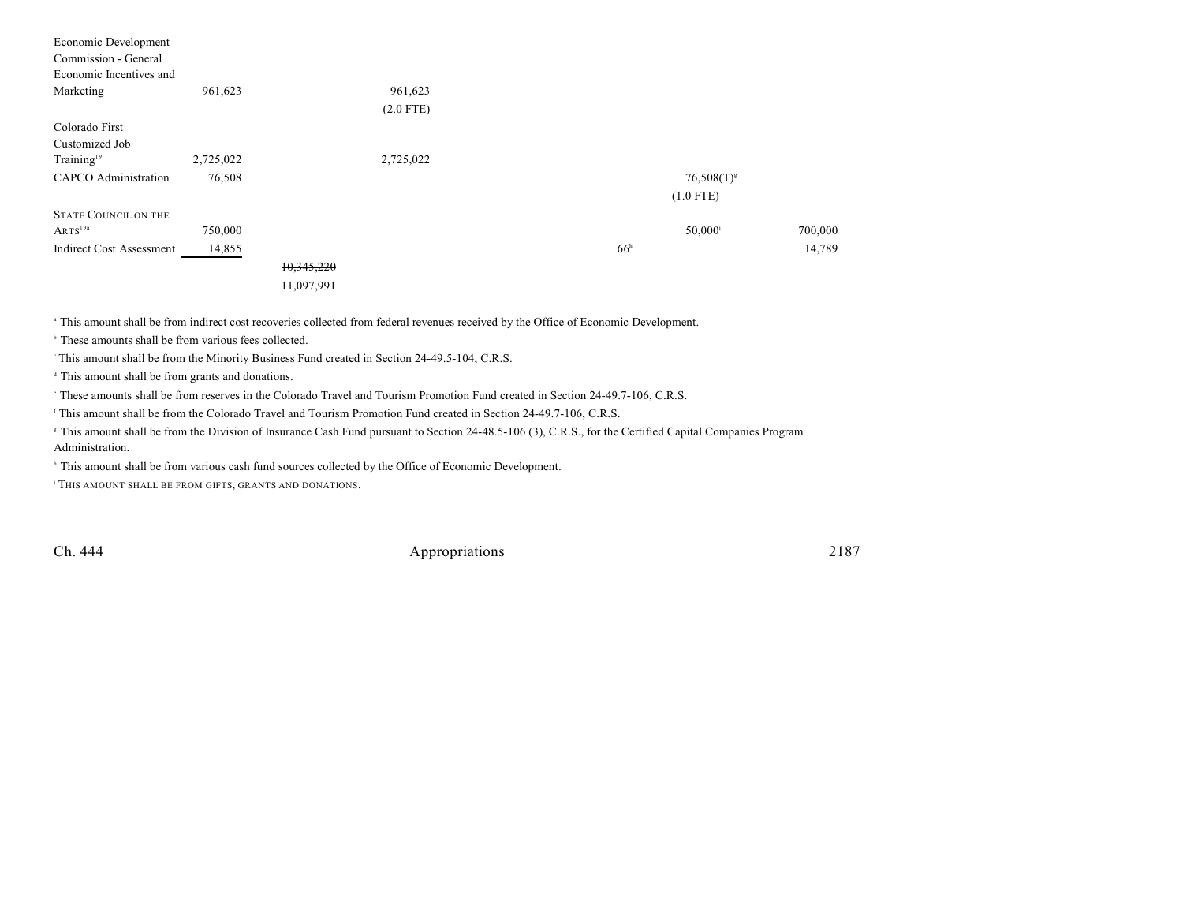| | | | | | | | |
|---|---|---|---|---|---|---|---|
| Economic Development Commission - General Economic Incentives and Marketing | 961,623 | | 961,623 (2.0 FTE) | | | | |
| Colorado First Customized Job Training[19] | 2,725,022 | | 2,725,022 | | | | |
| CAPCO Administration | 76,508 | | | | | 76,508(T)[g] (1.0 FTE) | |
| STATE COUNCIL ON THE ARTS[19a] | 750,000 | | | | | 50,000[i] | 700,000 |
| Indirect Cost Assessment | 14,855 | | | | 66[h] | | 14,789 |
| | | ~~10,345,220~~ 11,097,991 | | | | | |

[a] This amount shall be from indirect cost recoveries collected from federal revenues received by the Office of Economic Development.

[b] These amounts shall be from various fees collected.

[c] This amount shall be from the Minority Business Fund created in Section 24-49.5-104, C.R.S.

[d] This amount shall be from grants and donations.

[e] These amounts shall be from reserves in the Colorado Travel and Tourism Promotion Fund created in Section 24-49.7-106, C.R.S.

[f] This amount shall be from the Colorado Travel and Tourism Promotion Fund created in Section 24-49.7-106, C.R.S.

[g] This amount shall be from the Division of Insurance Cash Fund pursuant to Section 24-48.5-106 (3), C.R.S., for the Certified Capital Companies Program Administration.

[h] This amount shall be from various cash fund sources collected by the Office of Economic Development.

[i] THIS AMOUNT SHALL BE FROM GIFTS, GRANTS AND DONATIONS.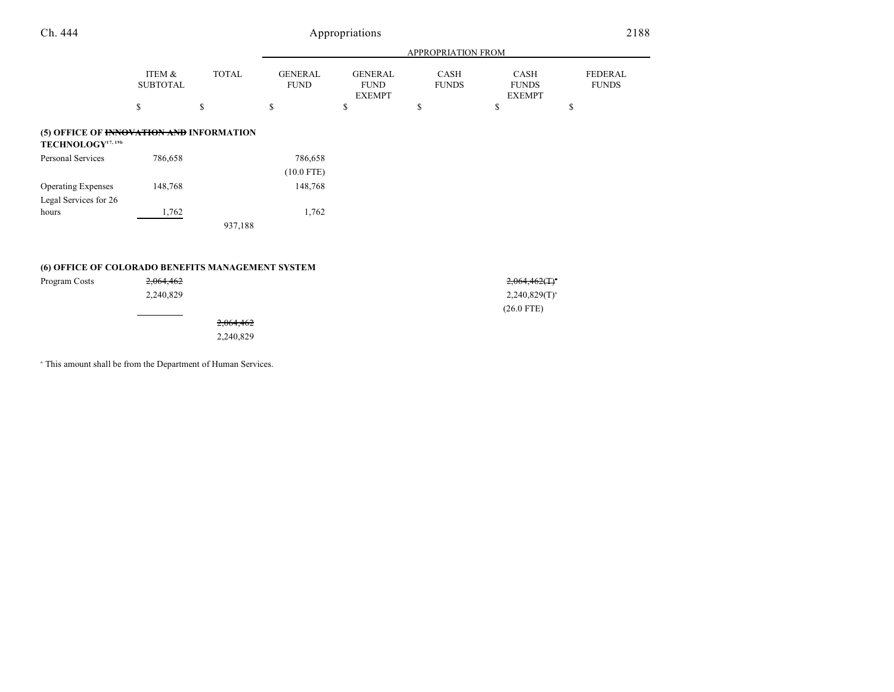| | ITEM & SUBTOTAL | TOTAL | APPROPRIATION FROM GENERAL FUND | GENERAL FUND EXEMPT | CASH FUNDS | CASH FUNDS EXEMPT | FEDERAL FUNDS |
|---|---|---|---|---|---|---|---|
| | $ | $ | $ | $ | $ | $ | $ |
| **(5) OFFICE OF ~~INNOVATION AND~~ INFORMATION TECHNOLOGY**[17, 19b] | | | | | | | |
| Personal Services | 786,658 | | 786,658 | | | | |
| | | | (10.0 FTE) | | | | |
| Operating Expenses | 148,768 | | 148,768 | | | | |
| Legal Services for 26 hours | 1,762 | | 1,762 | | | | |
| | | 937,188 | | | | | |
| **(6) OFFICE OF COLORADO BENEFITS MANAGEMENT SYSTEM** | | | | | | | |
| Program Costs | ~~2,064,462~~ | | | | | ~~2,064,462(T)~~[a] | |
| | 2,240,829 | | | | | 2,240,829(T)[a] | |
| | | | | | | (26.0 FTE) | |
| | | ~~2,064,462~~ | | | | | |
| | | 2,240,829 | | | | | |

[a] This amount shall be from the Department of Human Services.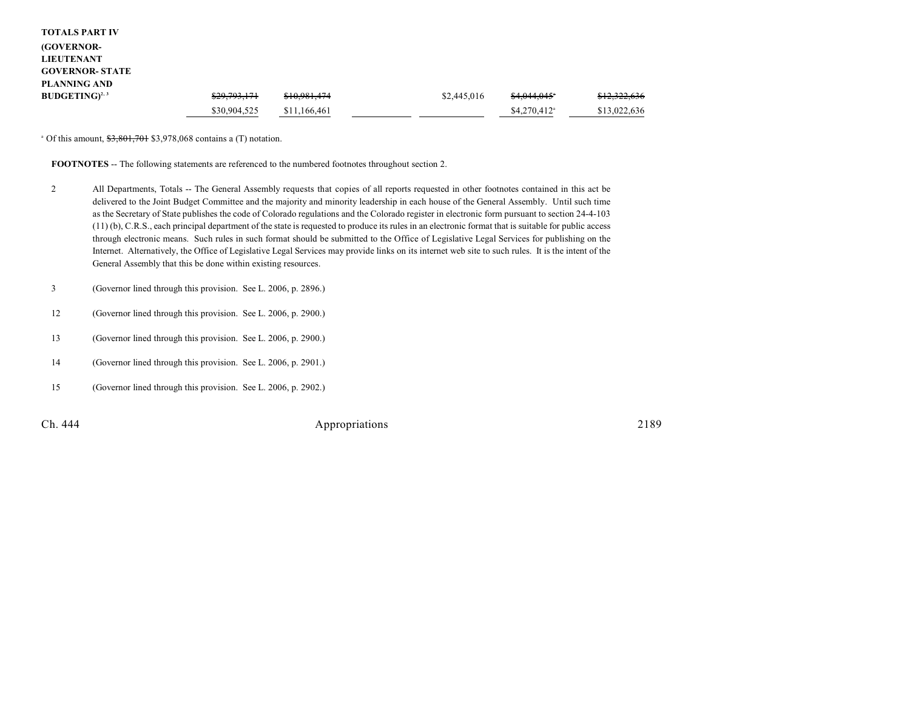| TOTALS PART IV (GOVERNOR- LIEUTENANT GOVERNOR- STATE PLANNING AND BUDGETING)[2, 3] | ~~$29,793,171~~ $30,904,525 | ~~$10,981,474~~ $11,166,461 | | $2,445,016 | ~~$4,044,045~~[a] $4,270,412[a] | ~~$12,322,636~~ $13,022,636 |
|---|---|---|---|---|---|---|

[a] Of this amount, ~~$3,801,701~~ $3,978,068 contains a (T) notation.

**FOOTNOTES** -- The following statements are referenced to the numbered footnotes throughout section 2.

2 All Departments, Totals -- The General Assembly requests that copies of all reports requested in other footnotes contained in this act be delivered to the Joint Budget Committee and the majority and minority leadership in each house of the General Assembly. Until such time as the Secretary of State publishes the code of Colorado regulations and the Colorado register in electronic form pursuant to section 24-4-103 (11) (b), C.R.S., each principal department of the state is requested to produce its rules in an electronic format that is suitable for public access through electronic means. Such rules in such format should be submitted to the Office of Legislative Legal Services for publishing on the Internet. Alternatively, the Office of Legislative Legal Services may provide links on its internet web site to such rules. It is the intent of the General Assembly that this be done within existing resources.

3 (Governor lined through this provision. See L. 2006, p. 2896.)

12 (Governor lined through this provision. See L. 2006, p. 2900.)

13 (Governor lined through this provision. See L. 2006, p. 2900.)

14 (Governor lined through this provision. See L. 2006, p. 2901.)

15 (Governor lined through this provision. See L. 2006, p. 2902.)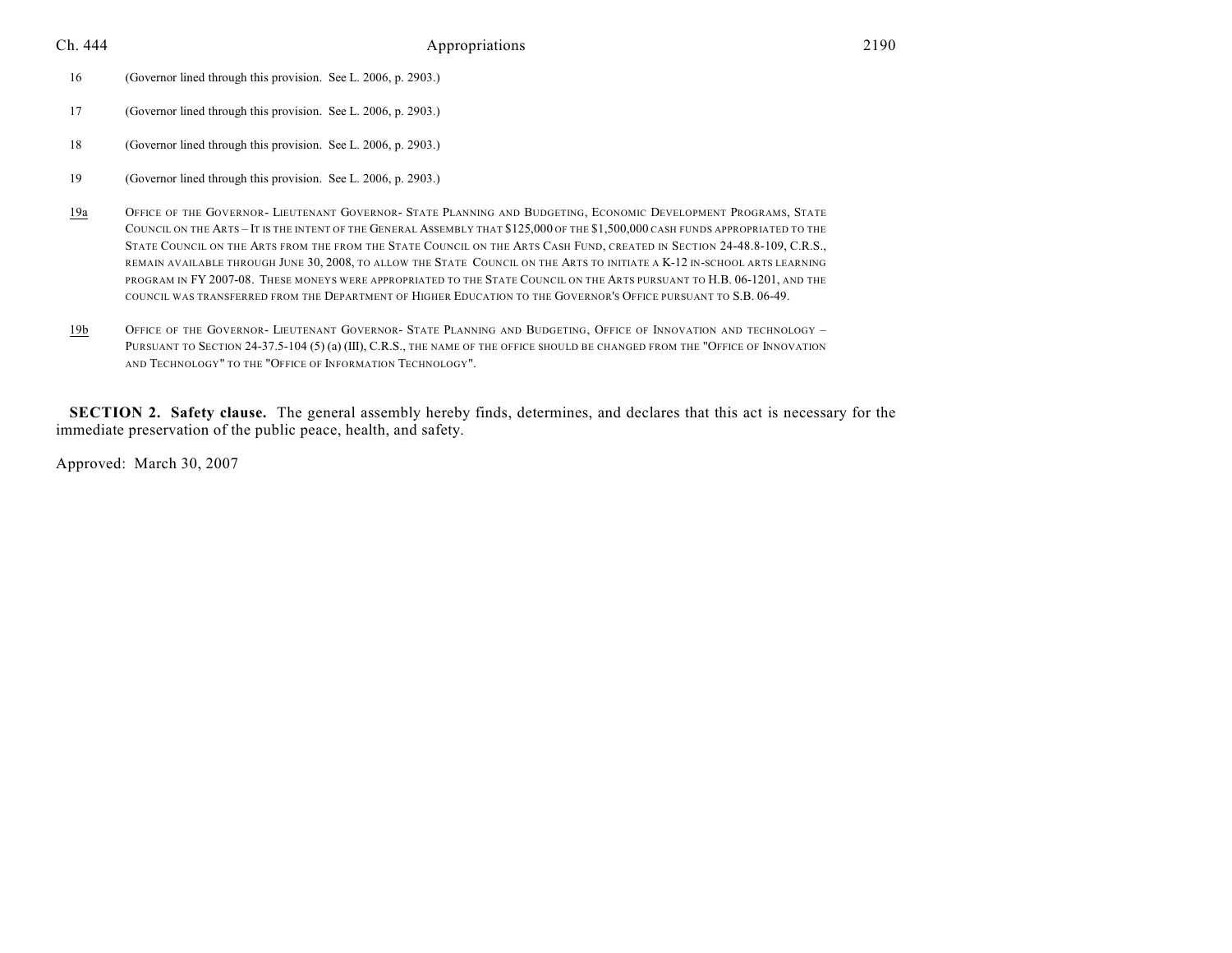16 (Governor lined through this provision. See L. 2006, p. 2903.)

17 (Governor lined through this provision. See L. 2006, p. 2903.)

18 (Governor lined through this provision. See L. 2006, p. 2903.)

19 (Governor lined through this provision. See L. 2006, p. 2903.)

19a OFFICE OF THE GOVERNOR- LIEUTENANT GOVERNOR- STATE PLANNING AND BUDGETING, ECONOMIC DEVELOPMENT PROGRAMS, STATE COUNCIL ON THE ARTS – IT IS THE INTENT OF THE GENERAL ASSEMBLY THAT $125,000 OF THE $1,500,000 CASH FUNDS APPROPRIATED TO THE STATE COUNCIL ON THE ARTS FROM THE FROM THE STATE COUNCIL ON THE ARTS CASH FUND, CREATED IN SECTION 24-48.8-109, C.R.S., REMAIN AVAILABLE THROUGH JUNE 30, 2008, TO ALLOW THE STATE COUNCIL ON THE ARTS TO INITIATE A K-12 IN-SCHOOL ARTS LEARNING PROGRAM IN FY 2007-08. THESE MONEYS WERE APPROPRIATED TO THE STATE COUNCIL ON THE ARTS PURSUANT TO H.B. 06-1201, AND THE COUNCIL WAS TRANSFERRED FROM THE DEPARTMENT OF HIGHER EDUCATION TO THE GOVERNOR'S OFFICE PURSUANT TO S.B. 06-49.

19b OFFICE OF THE GOVERNOR- LIEUTENANT GOVERNOR- STATE PLANNING AND BUDGETING, OFFICE OF INNOVATION AND TECHNOLOGY – PURSUANT TO SECTION 24-37.5-104 (5) (a) (III), C.R.S., THE NAME OF THE OFFICE SHOULD BE CHANGED FROM THE "OFFICE OF INNOVATION AND TECHNOLOGY" TO THE "OFFICE OF INFORMATION TECHNOLOGY".

**SECTION 2. Safety clause.** The general assembly hereby finds, determines, and declares that this act is necessary for the immediate preservation of the public peace, health, and safety.

Approved: March 30, 2007